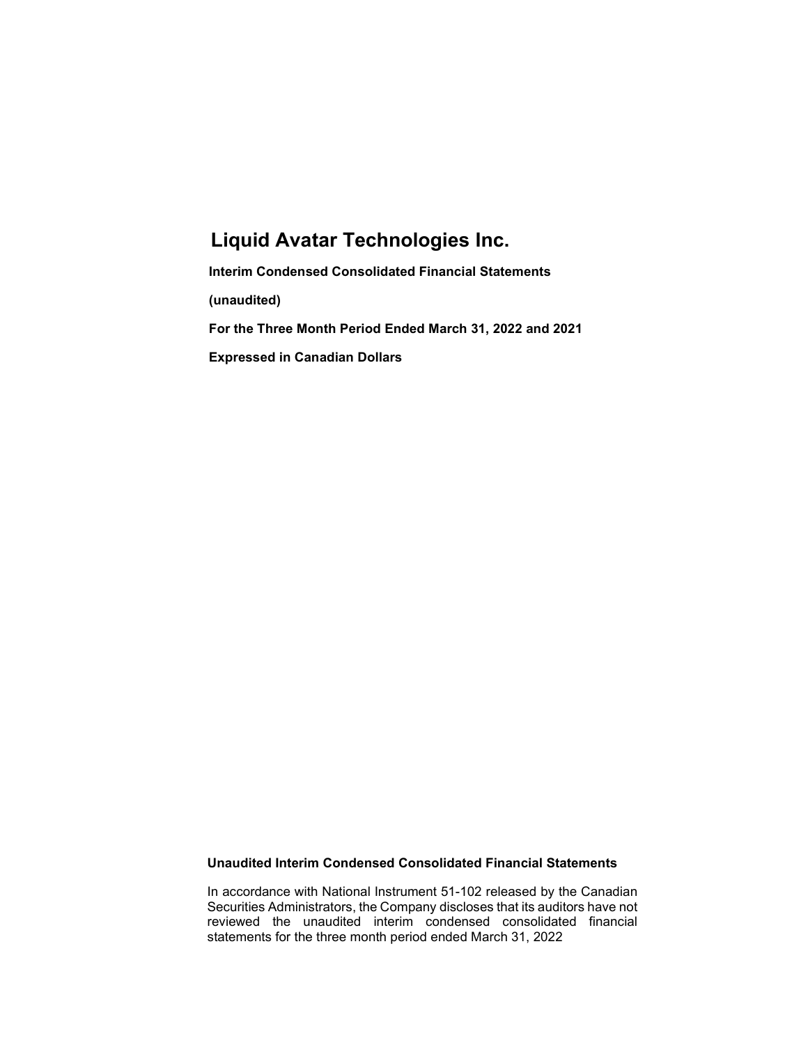# Liquid Avatar Technologies Inc.

**Interim Condensed Consolidated Financial Statements**

**(unaudited)**

**For the Three Month Period Ended March 31, 2022 and 2021**

**Expressed in Canadian Dollars**

**Unaudited Interim Condensed Consolidated Financial Statements**

In accordance with National Instrument 51-102 released by the Canadian Securities Administrators, the Company discloses that its auditors have not reviewed the unaudited interim condensed consolidated financial statements for the three month period ended March 31, 2022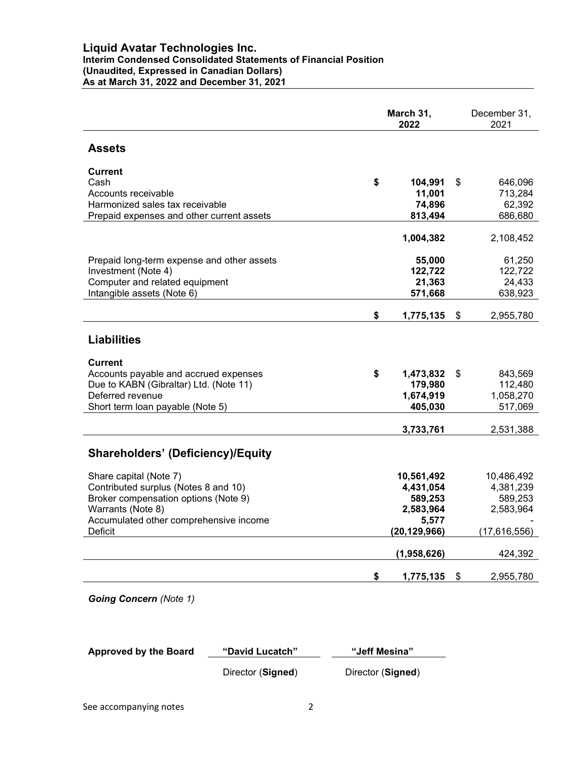# Liquid Avatar Technologies Inc.

**Interim Condensed Consolidated Statements of Financial Position**
**(Unaudited, Expressed in Canadian Dollars)**
**As at March 31, 2022 and December 31, 2021**

| | March 31, 2022 | December 31, 2021 |
|---|---|---|
| **Assets** | | |
| **Current** | | |
| Cash | **$ 104,991** | $ 646,096 |
| Accounts receivable | **11,001** | 713,284 |
| Harmonized sales tax receivable | **74,896** | 62,392 |
| Prepaid expenses and other current assets | **813,494** | 686,680 |
| | **1,004,382** | 2,108,452 |
| Prepaid long-term expense and other assets | **55,000** | 61,250 |
| Investment (Note 4) | **122,722** | 122,722 |
| Computer and related equipment | **21,363** | 24,433 |
| Intangible assets (Note 6) | **571,668** | 638,923 |
| | **$ 1,775,135** | $ 2,955,780 |
| **Liabilities** | | |
| **Current** | | |
| Accounts payable and accrued expenses | **$ 1,473,832** | $ 843,569 |
| Due to KABN (Gibraltar) Ltd. (Note 11) | **179,980** | 112,480 |
| Deferred revenue | **1,674,919** | 1,058,270 |
| Short term loan payable (Note 5) | **405,030** | 517,069 |
| | **3,733,761** | 2,531,388 |
| **Shareholders' (Deficiency)/Equity** | | |
| Share capital (Note 7) | **10,561,492** | 10,486,492 |
| Contributed surplus (Notes 8 and 10) | **4,431,054** | 4,381,239 |
| Broker compensation options (Note 9) | **589,253** | 589,253 |
| Warrants (Note 8) | **2,583,964** | 2,583,964 |
| Accumulated other comprehensive income | **5,577** | - |
| Deficit | **(20,129,966)** | (17,616,556) |
| | **(1,958,626)** | 424,392 |
| | **$ 1,775,135** | $ 2,955,780 |

***Going Concern** (Note 1)*

**Approved by the Board**

"David Lucatch" — Director (**Signed**)

"Jeff Mesina" — Director (**Signed**)

See accompanying notes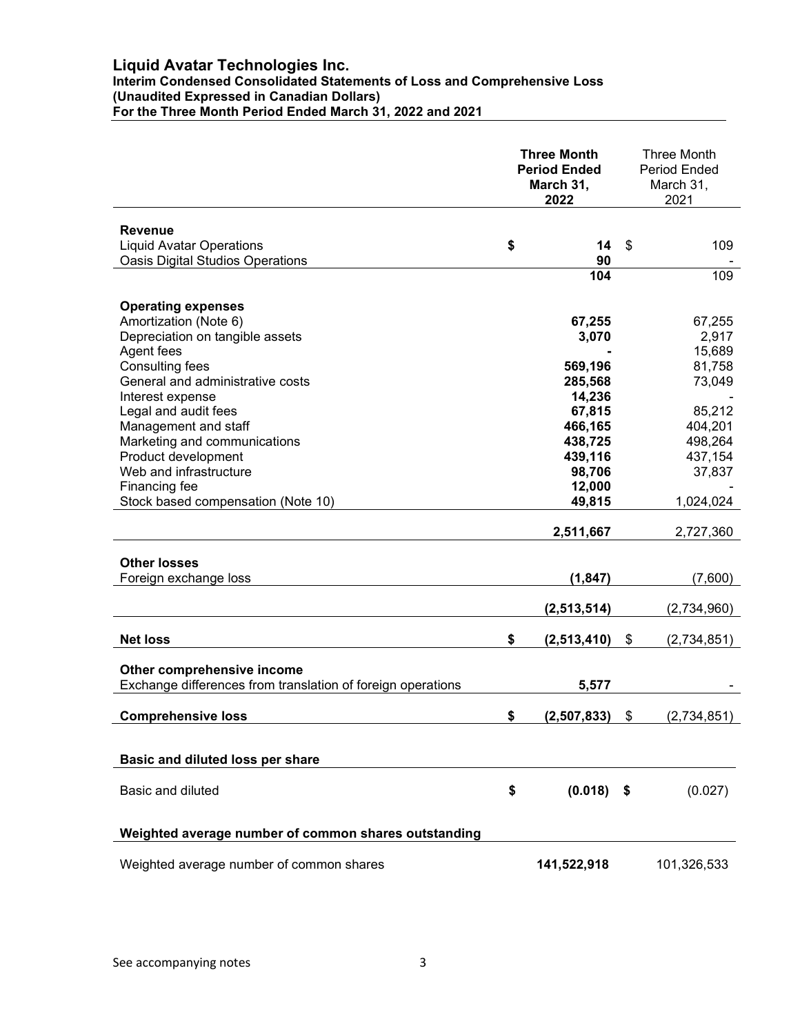# Liquid Avatar Technologies Inc.

**Interim Condensed Consolidated Statements of Loss and Comprehensive Loss**
**(Unaudited Expressed in Canadian Dollars)**
**For the Three Month Period Ended March 31, 2022 and 2021**

| | **Three Month Period Ended March 31, 2022** | Three Month Period Ended March 31, 2021 |
|---|---|---|
| **Revenue** | | |
| Liquid Avatar Operations | **$ 14** | $ 109 |
| Oasis Digital Studios Operations | **90** | - |
| | **104** | 109 |
| **Operating expenses** | | |
| Amortization (Note 6) | **67,255** | 67,255 |
| Depreciation on tangible assets | **3,070** | 2,917 |
| Agent fees | **-** | 15,689 |
| Consulting fees | **569,196** | 81,758 |
| General and administrative costs | **285,568** | 73,049 |
| Interest expense | **14,236** | - |
| Legal and audit fees | **67,815** | 85,212 |
| Management and staff | **466,165** | 404,201 |
| Marketing and communications | **438,725** | 498,264 |
| Product development | **439,116** | 437,154 |
| Web and infrastructure | **98,706** | 37,837 |
| Financing fee | **12,000** | - |
| Stock based compensation (Note 10) | **49,815** | 1,024,024 |
| | **2,511,667** | 2,727,360 |
| **Other losses** | | |
| Foreign exchange loss | **(1,847)** | (7,600) |
| | **(2,513,514)** | (2,734,960) |
| **Net loss** | **$ (2,513,410)** | $ (2,734,851) |
| **Other comprehensive income** | | |
| Exchange differences from translation of foreign operations | **5,577** | - |
| **Comprehensive loss** | **$ (2,507,833)** | $ (2,734,851) |
| **Basic and diluted loss per share** | | |
| Basic and diluted | **$ (0.018)** | **$** (0.027) |
| **Weighted average number of common shares outstanding** | | |
| Weighted average number of common shares | **141,522,918** | 101,326,533 |

See accompanying notes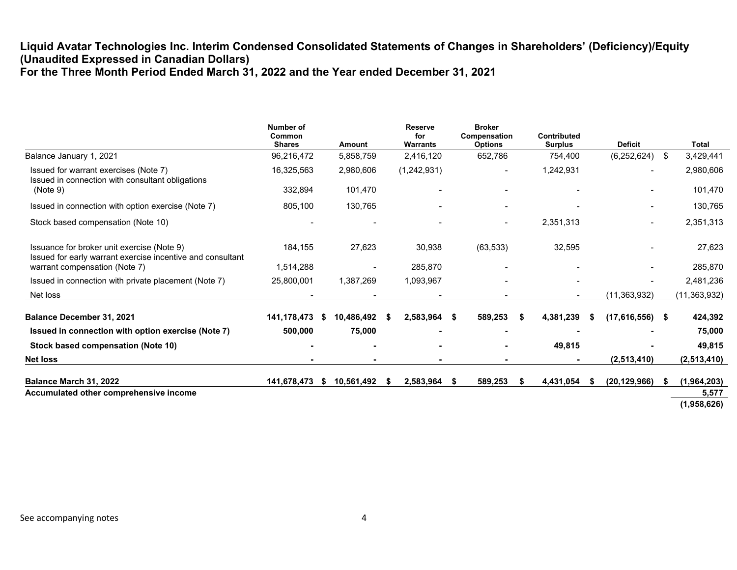**Liquid Avatar Technologies Inc. Interim Condensed Consolidated Statements of Changes in Shareholders' (Deficiency)/Equity (Unaudited Expressed in Canadian Dollars)**
**For the Three Month Period Ended March 31, 2022 and the Year ended December 31, 2021**

| | Number of Common Shares | Amount | Reserve for Warrants | Broker Compensation Options | Contributed Surplus | Deficit | Total |
|---|---|---|---|---|---|---|---|
| Balance January 1, 2021 | 96,216,472 | 5,858,759 | 2,416,120 | 652,786 | 754,400 | (6,252,624) | $ 3,429,441 |
| Issued for warrant exercises (Note 7) | 16,325,563 | 2,980,606 | (1,242,931) | - | 1,242,931 | - | 2,980,606 |
| Issued in connection with consultant obligations (Note 9) | 332,894 | 101,470 | - | - | - | - | 101,470 |
| Issued in connection with option exercise (Note 7) | 805,100 | 130,765 | - | - | - | - | 130,765 |
| Stock based compensation (Note 10) | - | - | - | - | 2,351,313 | - | 2,351,313 |
| Issuance for broker unit exercise (Note 9) | 184,155 | 27,623 | 30,938 | (63,533) | 32,595 | - | 27,623 |
| Issued for early warrant exercise incentive and consultant warrant compensation (Note 7) | 1,514,288 | - | 285,870 | - | - | - | 285,870 |
| Issued in connection with private placement (Note 7) | 25,800,001 | 1,387,269 | 1,093,967 | - | - | - | 2,481,236 |
| Net loss | - | - | - | - | - | (11,363,932) | (11,363,932) |
| **Balance December 31, 2021** | **141,178,473** | **$ 10,486,492** | **$ 2,583,964** | **$ 589,253** | **$ 4,381,239** | **$ (17,616,556)** | **$ 424,392** |
| **Issued in connection with option exercise (Note 7)** | **500,000** | **75,000** | **-** | **-** | **-** | **-** | **75,000** |
| **Stock based compensation (Note 10)** | **-** | **-** | **-** | **-** | **49,815** | **-** | **49,815** |
| **Net loss** | **-** | **-** | **-** | **-** | **-** | **(2,513,410)** | **(2,513,410)** |
| **Balance March 31, 2022** | **141,678,473** | **$ 10,561,492** | **$ 2,583,964** | **$ 589,253** | **$ 4,431,054** | **$ (20,129,966)** | **$ (1,964,203)** |
| **Accumulated other comprehensive income** | | | | | | | **5,577** |
| | | | | | | | **(1,958,626)** |

See accompanying notes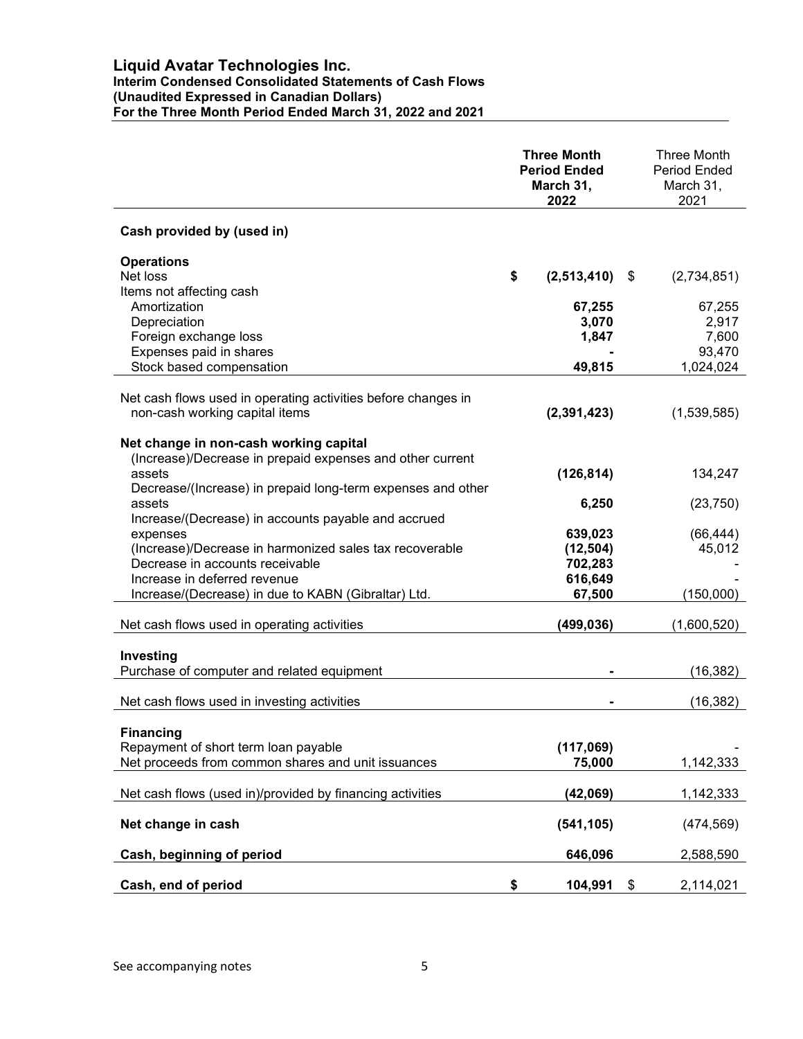# Liquid Avatar Technologies Inc.

**Interim Condensed Consolidated Statements of Cash Flows**
**(Unaudited Expressed in Canadian Dollars)**
**For the Three Month Period Ended March 31, 2022 and 2021**

| | **Three Month Period Ended March 31, 2022** | Three Month Period Ended March 31, 2021 |
|---|---|---|
| **Cash provided by (used in)** | | |
| **Operations** | | |
| Net loss | **$ (2,513,410)** | $ (2,734,851) |
| Items not affecting cash | | |
| Amortization | **67,255** | 67,255 |
| Depreciation | **3,070** | 2,917 |
| Foreign exchange loss | **1,847** | 7,600 |
| Expenses paid in shares | **-** | 93,470 |
| Stock based compensation | **49,815** | 1,024,024 |
| Net cash flows used in operating activities before changes in non-cash working capital items | **(2,391,423)** | (1,539,585) |
| **Net change in non-cash working capital** | | |
| (Increase)/Decrease in prepaid expenses and other current assets | **(126,814)** | 134,247 |
| Decrease/(Increase) in prepaid long-term expenses and other assets | **6,250** | (23,750) |
| Increase/(Decrease) in accounts payable and accrued expenses | **639,023** | (66,444) |
| (Increase)/Decrease in harmonized sales tax recoverable | **(12,504)** | 45,012 |
| Decrease in accounts receivable | **702,283** | - |
| Increase in deferred revenue | **616,649** | - |
| Increase/(Decrease) in due to KABN (Gibraltar) Ltd. | **67,500** | (150,000) |
| Net cash flows used in operating activities | **(499,036)** | (1,600,520) |
| **Investing** | | |
| Purchase of computer and related equipment | **-** | (16,382) |
| Net cash flows used in investing activities | **-** | (16,382) |
| **Financing** | | |
| Repayment of short term loan payable | **(117,069)** | - |
| Net proceeds from common shares and unit issuances | **75,000** | 1,142,333 |
| Net cash flows (used in)/provided by financing activities | **(42,069)** | 1,142,333 |
| **Net change in cash** | **(541,105)** | (474,569) |
| **Cash, beginning of period** | **646,096** | 2,588,590 |
| **Cash, end of period** | **$ 104,991** | $ 2,114,021 |

See accompanying notes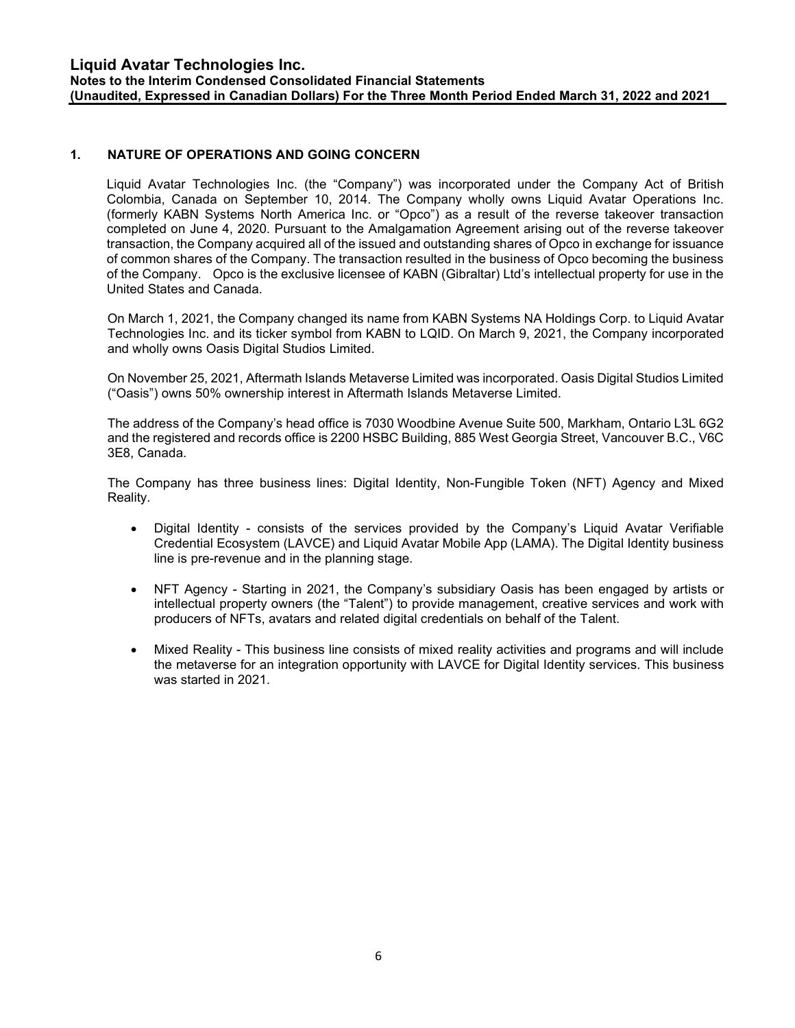## 1. NATURE OF OPERATIONS AND GOING CONCERN

Liquid Avatar Technologies Inc. (the "Company") was incorporated under the Company Act of British Colombia, Canada on September 10, 2014. The Company wholly owns Liquid Avatar Operations Inc. (formerly KABN Systems North America Inc. or "Opco") as a result of the reverse takeover transaction completed on June 4, 2020. Pursuant to the Amalgamation Agreement arising out of the reverse takeover transaction, the Company acquired all of the issued and outstanding shares of Opco in exchange for issuance of common shares of the Company. The transaction resulted in the business of Opco becoming the business of the Company. Opco is the exclusive licensee of KABN (Gibraltar) Ltd's intellectual property for use in the United States and Canada.

On March 1, 2021, the Company changed its name from KABN Systems NA Holdings Corp. to Liquid Avatar Technologies Inc. and its ticker symbol from KABN to LQID. On March 9, 2021, the Company incorporated and wholly owns Oasis Digital Studios Limited.

On November 25, 2021, Aftermath Islands Metaverse Limited was incorporated. Oasis Digital Studios Limited ("Oasis") owns 50% ownership interest in Aftermath Islands Metaverse Limited.

The address of the Company's head office is 7030 Woodbine Avenue Suite 500, Markham, Ontario L3L 6G2 and the registered and records office is 2200 HSBC Building, 885 West Georgia Street, Vancouver B.C., V6C 3E8, Canada.

The Company has three business lines: Digital Identity, Non-Fungible Token (NFT) Agency and Mixed Reality.

- Digital Identity - consists of the services provided by the Company's Liquid Avatar Verifiable Credential Ecosystem (LAVCE) and Liquid Avatar Mobile App (LAMA). The Digital Identity business line is pre-revenue and in the planning stage.
- NFT Agency - Starting in 2021, the Company's subsidiary Oasis has been engaged by artists or intellectual property owners (the "Talent") to provide management, creative services and work with producers of NFTs, avatars and related digital credentials on behalf of the Talent.
- Mixed Reality - This business line consists of mixed reality activities and programs and will include the metaverse for an integration opportunity with LAVCE for Digital Identity services. This business was started in 2021.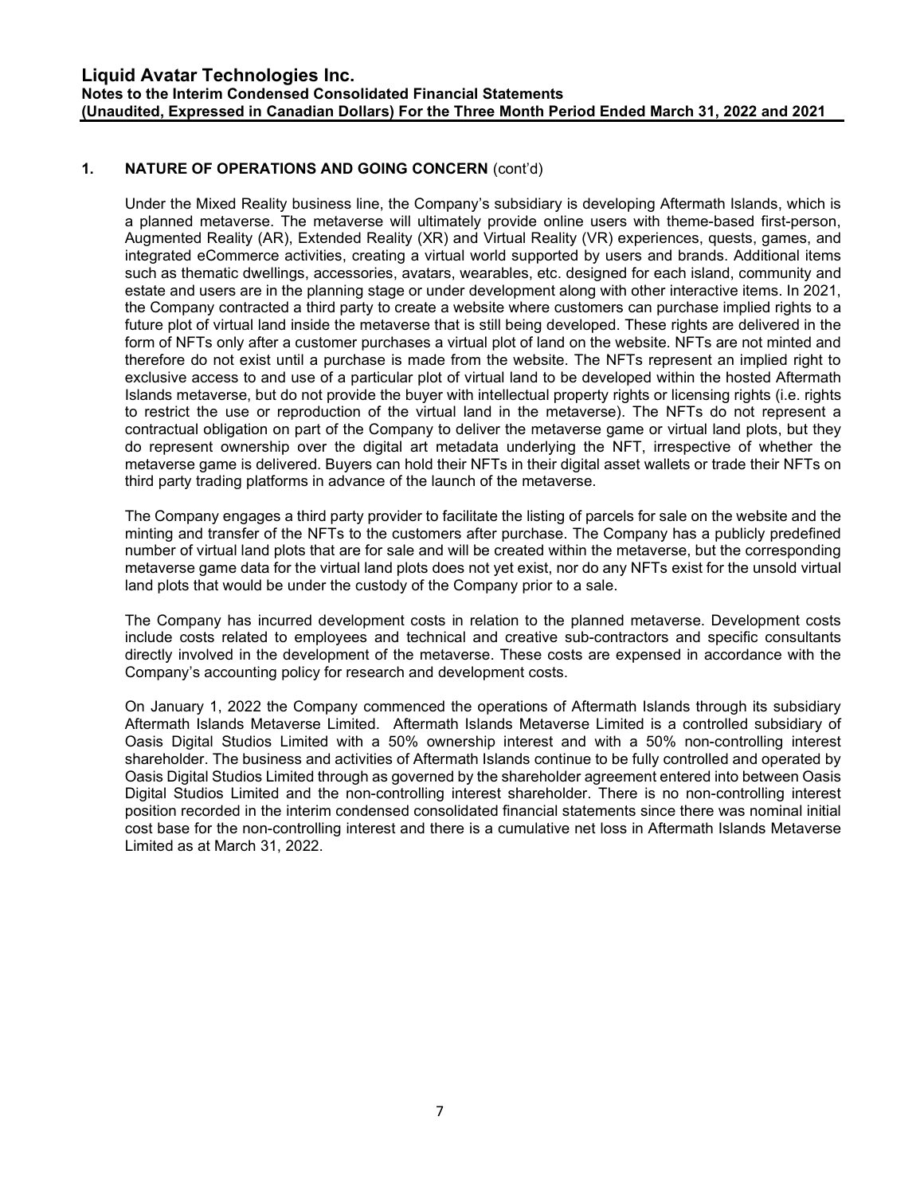## 1. NATURE OF OPERATIONS AND GOING CONCERN (cont'd)

Under the Mixed Reality business line, the Company's subsidiary is developing Aftermath Islands, which is a planned metaverse. The metaverse will ultimately provide online users with theme-based first-person, Augmented Reality (AR), Extended Reality (XR) and Virtual Reality (VR) experiences, quests, games, and integrated eCommerce activities, creating a virtual world supported by users and brands. Additional items such as thematic dwellings, accessories, avatars, wearables, etc. designed for each island, community and estate and users are in the planning stage or under development along with other interactive items. In 2021, the Company contracted a third party to create a website where customers can purchase implied rights to a future plot of virtual land inside the metaverse that is still being developed. These rights are delivered in the form of NFTs only after a customer purchases a virtual plot of land on the website. NFTs are not minted and therefore do not exist until a purchase is made from the website. The NFTs represent an implied right to exclusive access to and use of a particular plot of virtual land to be developed within the hosted Aftermath Islands metaverse, but do not provide the buyer with intellectual property rights or licensing rights (i.e. rights to restrict the use or reproduction of the virtual land in the metaverse). The NFTs do not represent a contractual obligation on part of the Company to deliver the metaverse game or virtual land plots, but they do represent ownership over the digital art metadata underlying the NFT, irrespective of whether the metaverse game is delivered. Buyers can hold their NFTs in their digital asset wallets or trade their NFTs on third party trading platforms in advance of the launch of the metaverse.

The Company engages a third party provider to facilitate the listing of parcels for sale on the website and the minting and transfer of the NFTs to the customers after purchase. The Company has a publicly predefined number of virtual land plots that are for sale and will be created within the metaverse, but the corresponding metaverse game data for the virtual land plots does not yet exist, nor do any NFTs exist for the unsold virtual land plots that would be under the custody of the Company prior to a sale.

The Company has incurred development costs in relation to the planned metaverse. Development costs include costs related to employees and technical and creative sub-contractors and specific consultants directly involved in the development of the metaverse. These costs are expensed in accordance with the Company's accounting policy for research and development costs.

On January 1, 2022 the Company commenced the operations of Aftermath Islands through its subsidiary Aftermath Islands Metaverse Limited. Aftermath Islands Metaverse Limited is a controlled subsidiary of Oasis Digital Studios Limited with a 50% ownership interest and with a 50% non-controlling interest shareholder. The business and activities of Aftermath Islands continue to be fully controlled and operated by Oasis Digital Studios Limited through as governed by the shareholder agreement entered into between Oasis Digital Studios Limited and the non-controlling interest shareholder. There is no non-controlling interest position recorded in the interim condensed consolidated financial statements since there was nominal initial cost base for the non-controlling interest and there is a cumulative net loss in Aftermath Islands Metaverse Limited as at March 31, 2022.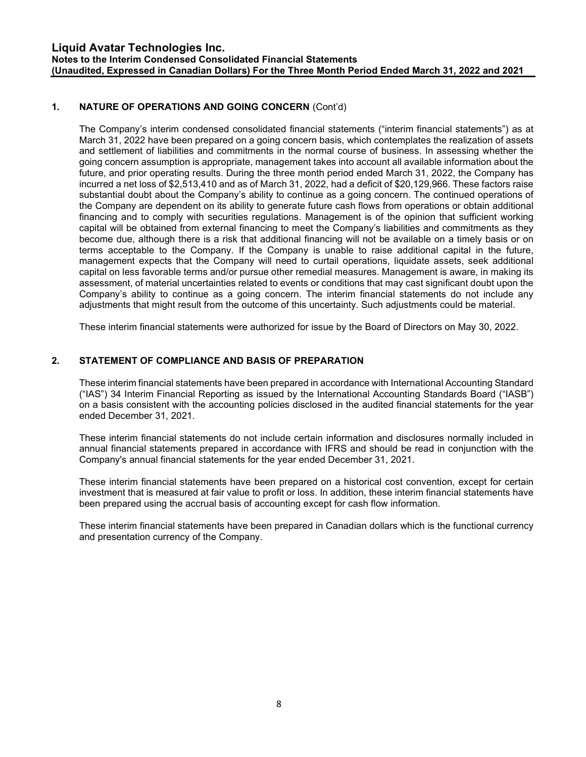## 1. NATURE OF OPERATIONS AND GOING CONCERN (Cont'd)

The Company's interim condensed consolidated financial statements ("interim financial statements") as at March 31, 2022 have been prepared on a going concern basis, which contemplates the realization of assets and settlement of liabilities and commitments in the normal course of business. In assessing whether the going concern assumption is appropriate, management takes into account all available information about the future, and prior operating results. During the three month period ended March 31, 2022, the Company has incurred a net loss of $2,513,410 and as of March 31, 2022, had a deficit of $20,129,966. These factors raise substantial doubt about the Company's ability to continue as a going concern. The continued operations of the Company are dependent on its ability to generate future cash flows from operations or obtain additional financing and to comply with securities regulations. Management is of the opinion that sufficient working capital will be obtained from external financing to meet the Company's liabilities and commitments as they become due, although there is a risk that additional financing will not be available on a timely basis or on terms acceptable to the Company. If the Company is unable to raise additional capital in the future, management expects that the Company will need to curtail operations, liquidate assets, seek additional capital on less favorable terms and/or pursue other remedial measures. Management is aware, in making its assessment, of material uncertainties related to events or conditions that may cast significant doubt upon the Company's ability to continue as a going concern. The interim financial statements do not include any adjustments that might result from the outcome of this uncertainty. Such adjustments could be material.

These interim financial statements were authorized for issue by the Board of Directors on May 30, 2022.

## 2. STATEMENT OF COMPLIANCE AND BASIS OF PREPARATION

These interim financial statements have been prepared in accordance with International Accounting Standard ("IAS") 34 Interim Financial Reporting as issued by the International Accounting Standards Board ("IASB") on a basis consistent with the accounting policies disclosed in the audited financial statements for the year ended December 31, 2021.

These interim financial statements do not include certain information and disclosures normally included in annual financial statements prepared in accordance with IFRS and should be read in conjunction with the Company's annual financial statements for the year ended December 31, 2021.

These interim financial statements have been prepared on a historical cost convention, except for certain investment that is measured at fair value to profit or loss. In addition, these interim financial statements have been prepared using the accrual basis of accounting except for cash flow information.

These interim financial statements have been prepared in Canadian dollars which is the functional currency and presentation currency of the Company.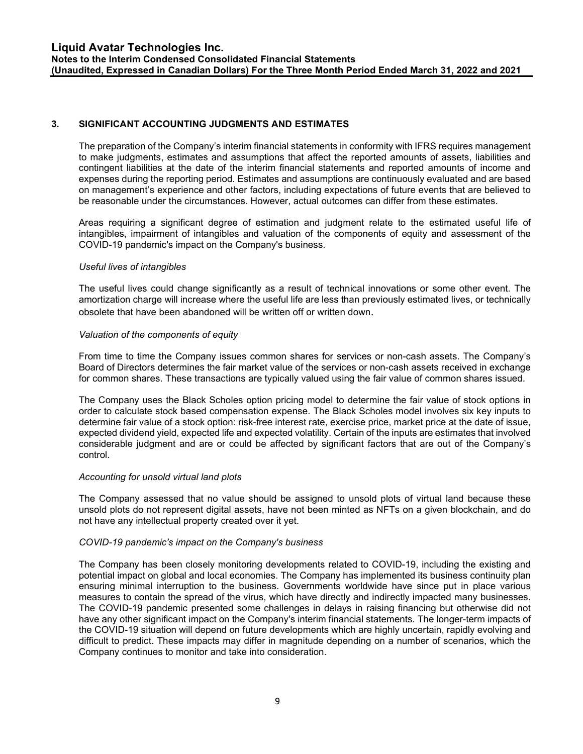## 3. SIGNIFICANT ACCOUNTING JUDGMENTS AND ESTIMATES

The preparation of the Company's interim financial statements in conformity with IFRS requires management to make judgments, estimates and assumptions that affect the reported amounts of assets, liabilities and contingent liabilities at the date of the interim financial statements and reported amounts of income and expenses during the reporting period. Estimates and assumptions are continuously evaluated and are based on management's experience and other factors, including expectations of future events that are believed to be reasonable under the circumstances. However, actual outcomes can differ from these estimates.

Areas requiring a significant degree of estimation and judgment relate to the estimated useful life of intangibles, impairment of intangibles and valuation of the components of equity and assessment of the COVID-19 pandemic's impact on the Company's business.

*Useful lives of intangibles*

The useful lives could change significantly as a result of technical innovations or some other event. The amortization charge will increase where the useful life are less than previously estimated lives, or technically obsolete that have been abandoned will be written off or written down.

*Valuation of the components of equity*

From time to time the Company issues common shares for services or non-cash assets. The Company's Board of Directors determines the fair market value of the services or non-cash assets received in exchange for common shares. These transactions are typically valued using the fair value of common shares issued.

The Company uses the Black Scholes option pricing model to determine the fair value of stock options in order to calculate stock based compensation expense. The Black Scholes model involves six key inputs to determine fair value of a stock option: risk-free interest rate, exercise price, market price at the date of issue, expected dividend yield, expected life and expected volatility. Certain of the inputs are estimates that involved considerable judgment and are or could be affected by significant factors that are out of the Company's control.

*Accounting for unsold virtual land plots*

The Company assessed that no value should be assigned to unsold plots of virtual land because these unsold plots do not represent digital assets, have not been minted as NFTs on a given blockchain, and do not have any intellectual property created over it yet.

*COVID-19 pandemic's impact on the Company's business*

The Company has been closely monitoring developments related to COVID-19, including the existing and potential impact on global and local economies. The Company has implemented its business continuity plan ensuring minimal interruption to the business. Governments worldwide have since put in place various measures to contain the spread of the virus, which have directly and indirectly impacted many businesses. The COVID-19 pandemic presented some challenges in delays in raising financing but otherwise did not have any other significant impact on the Company's interim financial statements. The longer-term impacts of the COVID-19 situation will depend on future developments which are highly uncertain, rapidly evolving and difficult to predict. These impacts may differ in magnitude depending on a number of scenarios, which the Company continues to monitor and take into consideration.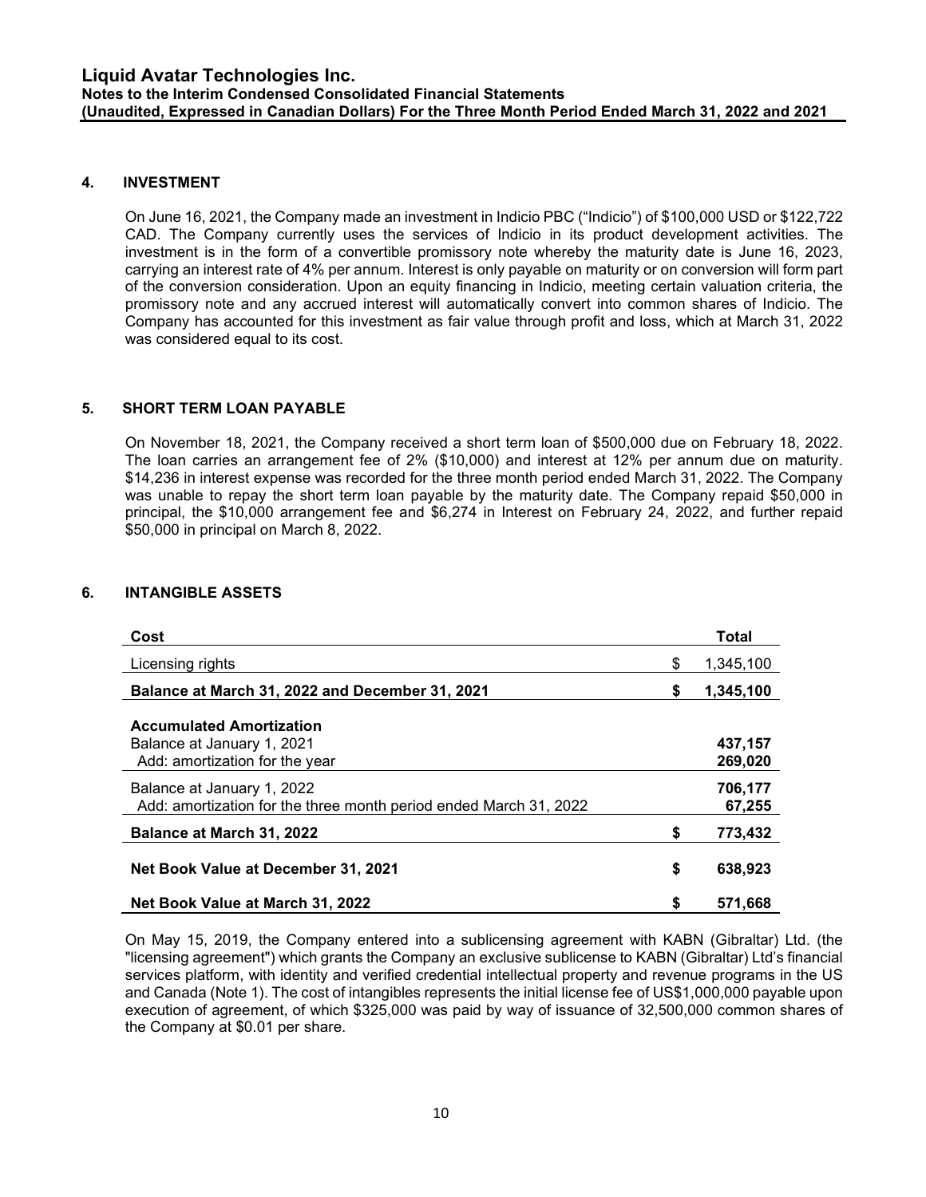## 4. INVESTMENT

On June 16, 2021, the Company made an investment in Indicio PBC ("Indicio") of $100,000 USD or $122,722 CAD. The Company currently uses the services of Indicio in its product development activities. The investment is in the form of a convertible promissory note whereby the maturity date is June 16, 2023, carrying an interest rate of 4% per annum. Interest is only payable on maturity or on conversion will form part of the conversion consideration. Upon an equity financing in Indicio, meeting certain valuation criteria, the promissory note and any accrued interest will automatically convert into common shares of Indicio. The Company has accounted for this investment as fair value through profit and loss, which at March 31, 2022 was considered equal to its cost.

## 5. SHORT TERM LOAN PAYABLE

On November 18, 2021, the Company received a short term loan of $500,000 due on February 18, 2022. The loan carries an arrangement fee of 2% ($10,000) and interest at 12% per annum due on maturity. $14,236 in interest expense was recorded for the three month period ended March 31, 2022. The Company was unable to repay the short term loan payable by the maturity date. The Company repaid $50,000 in principal, the $10,000 arrangement fee and $6,274 in Interest on February 24, 2022, and further repaid $50,000 in principal on March 8, 2022.

## 6. INTANGIBLE ASSETS

| **Cost** | | **Total** |
|---|---|---|
| Licensing rights | $ | 1,345,100 |
| **Balance at March 31, 2022 and December 31, 2021** | **$** | **1,345,100** |
| **Accumulated Amortization** | | |
| Balance at January 1, 2021 | | **437,157** |
| Add: amortization for the year | | **269,020** |
| Balance at January 1, 2022 | | **706,177** |
| Add: amortization for the three month period ended March 31, 2022 | | **67,255** |
| **Balance at March 31, 2022** | **$** | **773,432** |
| **Net Book Value at December 31, 2021** | **$** | **638,923** |
| **Net Book Value at March 31, 2022** | **$** | **571,668** |

On May 15, 2019, the Company entered into a sublicensing agreement with KABN (Gibraltar) Ltd. (the "licensing agreement") which grants the Company an exclusive sublicense to KABN (Gibraltar) Ltd's financial services platform, with identity and verified credential intellectual property and revenue programs in the US and Canada (Note 1). The cost of intangibles represents the initial license fee of US$1,000,000 payable upon execution of agreement, of which $325,000 was paid by way of issuance of 32,500,000 common shares of the Company at $0.01 per share.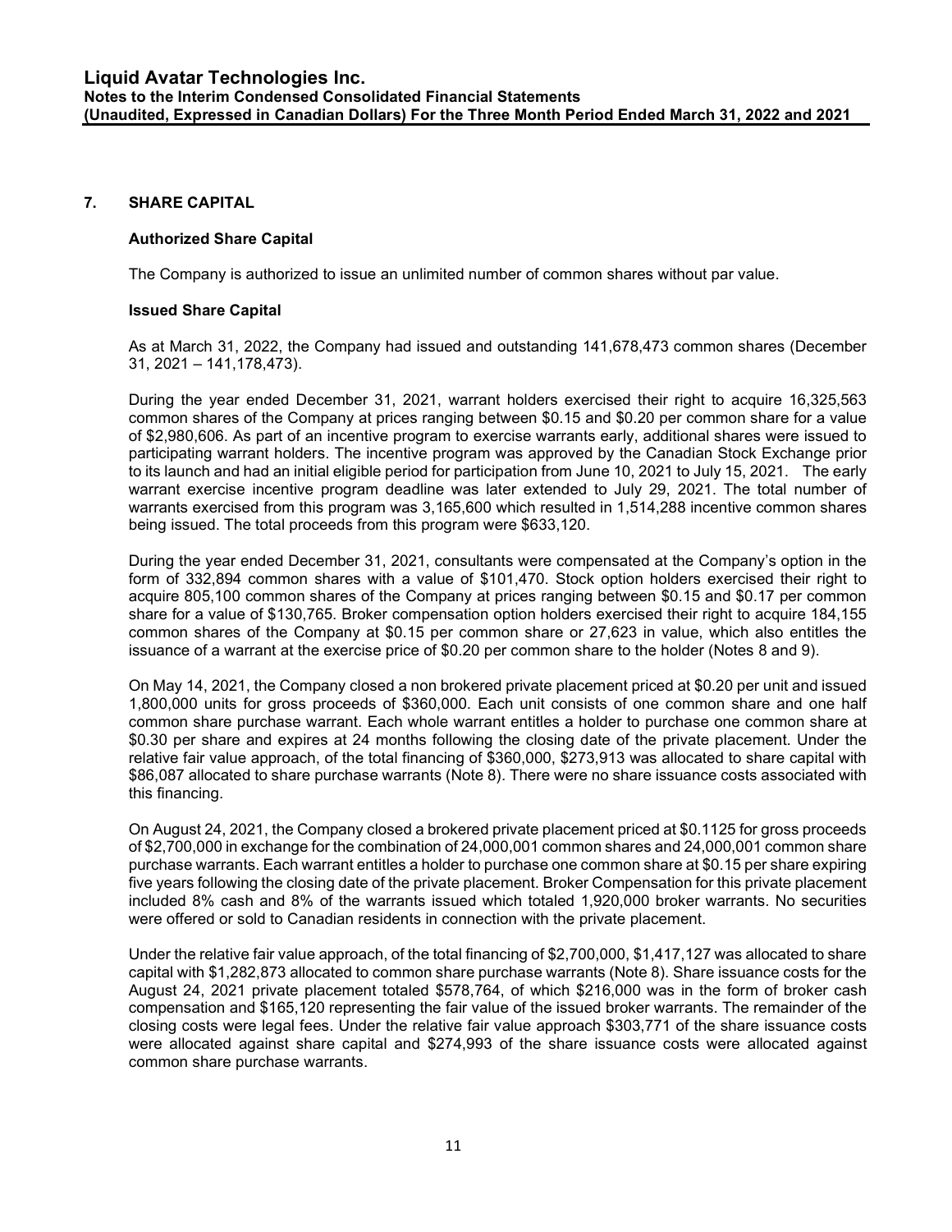## 7. SHARE CAPITAL

### Authorized Share Capital

The Company is authorized to issue an unlimited number of common shares without par value.

### Issued Share Capital

As at March 31, 2022, the Company had issued and outstanding 141,678,473 common shares (December 31, 2021 – 141,178,473).

During the year ended December 31, 2021, warrant holders exercised their right to acquire 16,325,563 common shares of the Company at prices ranging between $0.15 and $0.20 per common share for a value of $2,980,606. As part of an incentive program to exercise warrants early, additional shares were issued to participating warrant holders. The incentive program was approved by the Canadian Stock Exchange prior to its launch and had an initial eligible period for participation from June 10, 2021 to July 15, 2021. The early warrant exercise incentive program deadline was later extended to July 29, 2021. The total number of warrants exercised from this program was 3,165,600 which resulted in 1,514,288 incentive common shares being issued. The total proceeds from this program were $633,120.

During the year ended December 31, 2021, consultants were compensated at the Company's option in the form of 332,894 common shares with a value of $101,470. Stock option holders exercised their right to acquire 805,100 common shares of the Company at prices ranging between $0.15 and $0.17 per common share for a value of $130,765. Broker compensation option holders exercised their right to acquire 184,155 common shares of the Company at $0.15 per common share or 27,623 in value, which also entitles the issuance of a warrant at the exercise price of $0.20 per common share to the holder (Notes 8 and 9).

On May 14, 2021, the Company closed a non brokered private placement priced at $0.20 per unit and issued 1,800,000 units for gross proceeds of $360,000. Each unit consists of one common share and one half common share purchase warrant. Each whole warrant entitles a holder to purchase one common share at $0.30 per share and expires at 24 months following the closing date of the private placement. Under the relative fair value approach, of the total financing of $360,000, $273,913 was allocated to share capital with $86,087 allocated to share purchase warrants (Note 8). There were no share issuance costs associated with this financing.

On August 24, 2021, the Company closed a brokered private placement priced at $0.1125 for gross proceeds of $2,700,000 in exchange for the combination of 24,000,001 common shares and 24,000,001 common share purchase warrants. Each warrant entitles a holder to purchase one common share at $0.15 per share expiring five years following the closing date of the private placement. Broker Compensation for this private placement included 8% cash and 8% of the warrants issued which totaled 1,920,000 broker warrants. No securities were offered or sold to Canadian residents in connection with the private placement.

Under the relative fair value approach, of the total financing of $2,700,000, $1,417,127 was allocated to share capital with $1,282,873 allocated to common share purchase warrants (Note 8). Share issuance costs for the August 24, 2021 private placement totaled $578,764, of which $216,000 was in the form of broker cash compensation and $165,120 representing the fair value of the issued broker warrants. The remainder of the closing costs were legal fees. Under the relative fair value approach $303,771 of the share issuance costs were allocated against share capital and $274,993 of the share issuance costs were allocated against common share purchase warrants.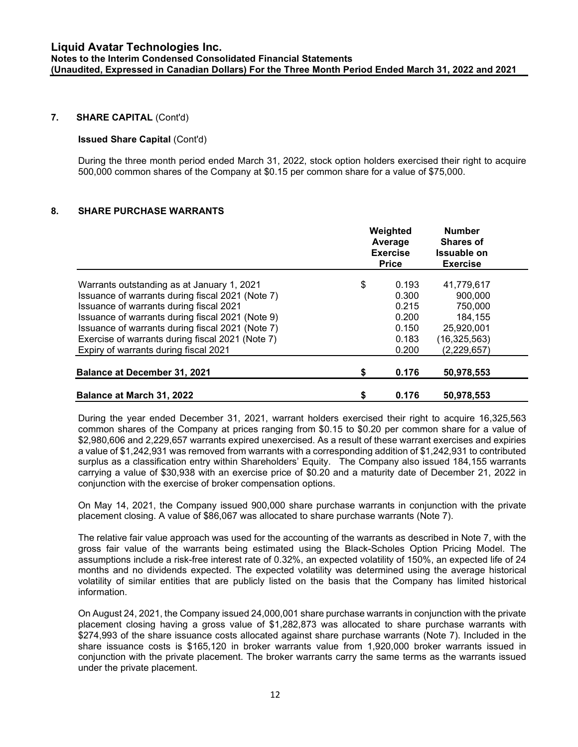## 7. SHARE CAPITAL (Cont'd)

### Issued Share Capital (Cont'd)

During the three month period ended March 31, 2022, stock option holders exercised their right to acquire 500,000 common shares of the Company at $0.15 per common share for a value of $75,000.

## 8. SHARE PURCHASE WARRANTS

| | Weighted Average Exercise Price | Number Shares of Issuable on Exercise |
|---|---|---|
| Warrants outstanding as at January 1, 2021 | $ 0.193 | 41,779,617 |
| Issuance of warrants during fiscal 2021 (Note 7) | 0.300 | 900,000 |
| Issuance of warrants during fiscal 2021 | 0.215 | 750,000 |
| Issuance of warrants during fiscal 2021 (Note 9) | 0.200 | 184,155 |
| Issuance of warrants during fiscal 2021 (Note 7) | 0.150 | 25,920,001 |
| Exercise of warrants during fiscal 2021 (Note 7) | 0.183 | (16,325,563) |
| Expiry of warrants during fiscal 2021 | 0.200 | (2,229,657) |
| **Balance at December 31, 2021** | **$ 0.176** | **50,978,553** |
| **Balance at March 31, 2022** | **$ 0.176** | **50,978,553** |

During the year ended December 31, 2021, warrant holders exercised their right to acquire 16,325,563 common shares of the Company at prices ranging from $0.15 to $0.20 per common share for a value of $2,980,606 and 2,229,657 warrants expired unexercised. As a result of these warrant exercises and expiries a value of $1,242,931 was removed from warrants with a corresponding addition of $1,242,931 to contributed surplus as a classification entry within Shareholders' Equity. The Company also issued 184,155 warrants carrying a value of $30,938 with an exercise price of $0.20 and a maturity date of December 21, 2022 in conjunction with the exercise of broker compensation options.

On May 14, 2021, the Company issued 900,000 share purchase warrants in conjunction with the private placement closing. A value of $86,067 was allocated to share purchase warrants (Note 7).

The relative fair value approach was used for the accounting of the warrants as described in Note 7, with the gross fair value of the warrants being estimated using the Black-Scholes Option Pricing Model. The assumptions include a risk-free interest rate of 0.32%, an expected volatility of 150%, an expected life of 24 months and no dividends expected. The expected volatility was determined using the average historical volatility of similar entities that are publicly listed on the basis that the Company has limited historical information.

On August 24, 2021, the Company issued 24,000,001 share purchase warrants in conjunction with the private placement closing having a gross value of $1,282,873 was allocated to share purchase warrants with $274,993 of the share issuance costs allocated against share purchase warrants (Note 7). Included in the share issuance costs is $165,120 in broker warrants value from 1,920,000 broker warrants issued in conjunction with the private placement. The broker warrants carry the same terms as the warrants issued under the private placement.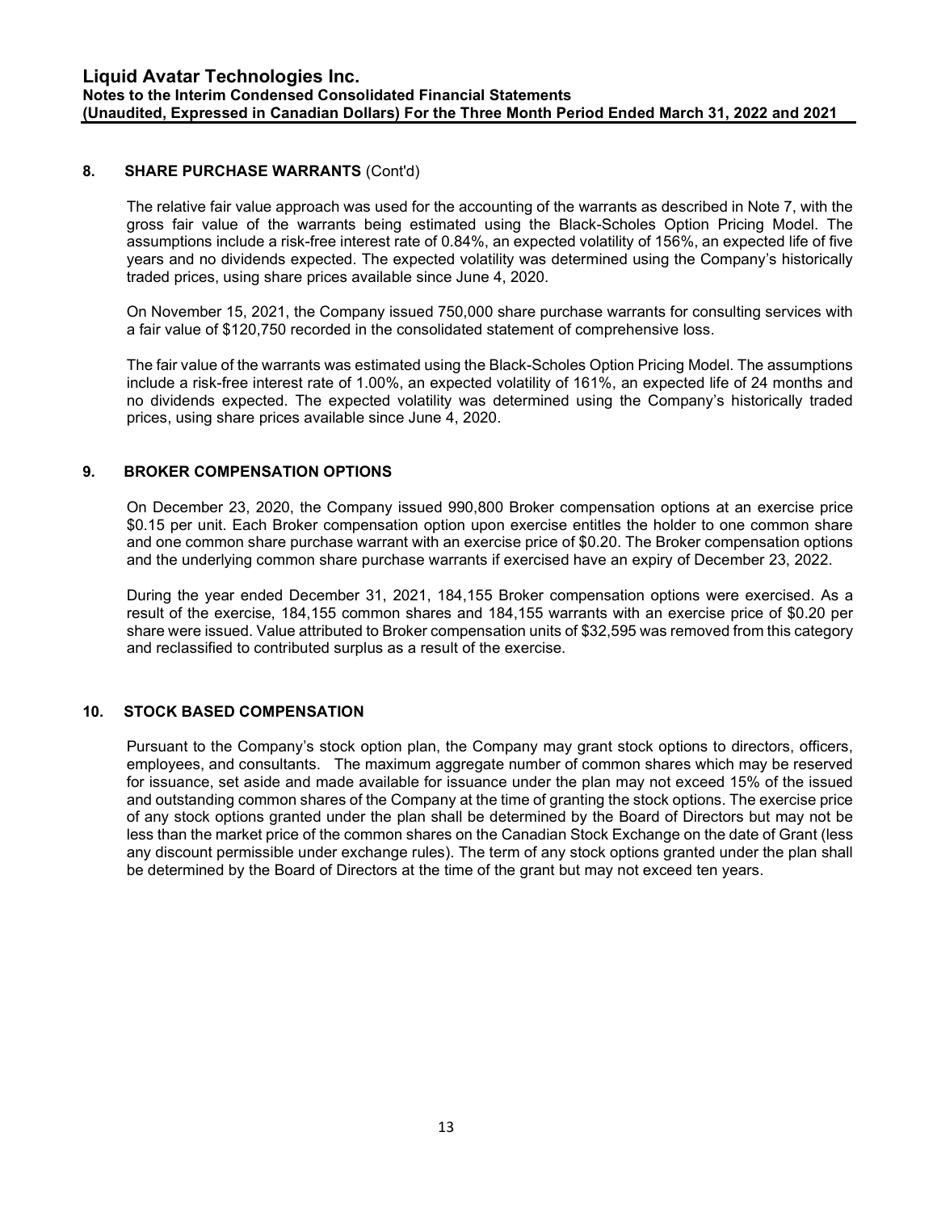## 8. SHARE PURCHASE WARRANTS (Cont'd)

The relative fair value approach was used for the accounting of the warrants as described in Note 7, with the gross fair value of the warrants being estimated using the Black-Scholes Option Pricing Model. The assumptions include a risk-free interest rate of 0.84%, an expected volatility of 156%, an expected life of five years and no dividends expected. The expected volatility was determined using the Company's historically traded prices, using share prices available since June 4, 2020.

On November 15, 2021, the Company issued 750,000 share purchase warrants for consulting services with a fair value of $120,750 recorded in the consolidated statement of comprehensive loss.

The fair value of the warrants was estimated using the Black-Scholes Option Pricing Model. The assumptions include a risk-free interest rate of 1.00%, an expected volatility of 161%, an expected life of 24 months and no dividends expected. The expected volatility was determined using the Company's historically traded prices, using share prices available since June 4, 2020.

## 9. BROKER COMPENSATION OPTIONS

On December 23, 2020, the Company issued 990,800 Broker compensation options at an exercise price $0.15 per unit. Each Broker compensation option upon exercise entitles the holder to one common share and one common share purchase warrant with an exercise price of $0.20. The Broker compensation options and the underlying common share purchase warrants if exercised have an expiry of December 23, 2022.

During the year ended December 31, 2021, 184,155 Broker compensation options were exercised. As a result of the exercise, 184,155 common shares and 184,155 warrants with an exercise price of $0.20 per share were issued. Value attributed to Broker compensation units of $32,595 was removed from this category and reclassified to contributed surplus as a result of the exercise.

## 10. STOCK BASED COMPENSATION

Pursuant to the Company's stock option plan, the Company may grant stock options to directors, officers, employees, and consultants. The maximum aggregate number of common shares which may be reserved for issuance, set aside and made available for issuance under the plan may not exceed 15% of the issued and outstanding common shares of the Company at the time of granting the stock options. The exercise price of any stock options granted under the plan shall be determined by the Board of Directors but may not be less than the market price of the common shares on the Canadian Stock Exchange on the date of Grant (less any discount permissible under exchange rules). The term of any stock options granted under the plan shall be determined by the Board of Directors at the time of the grant but may not exceed ten years.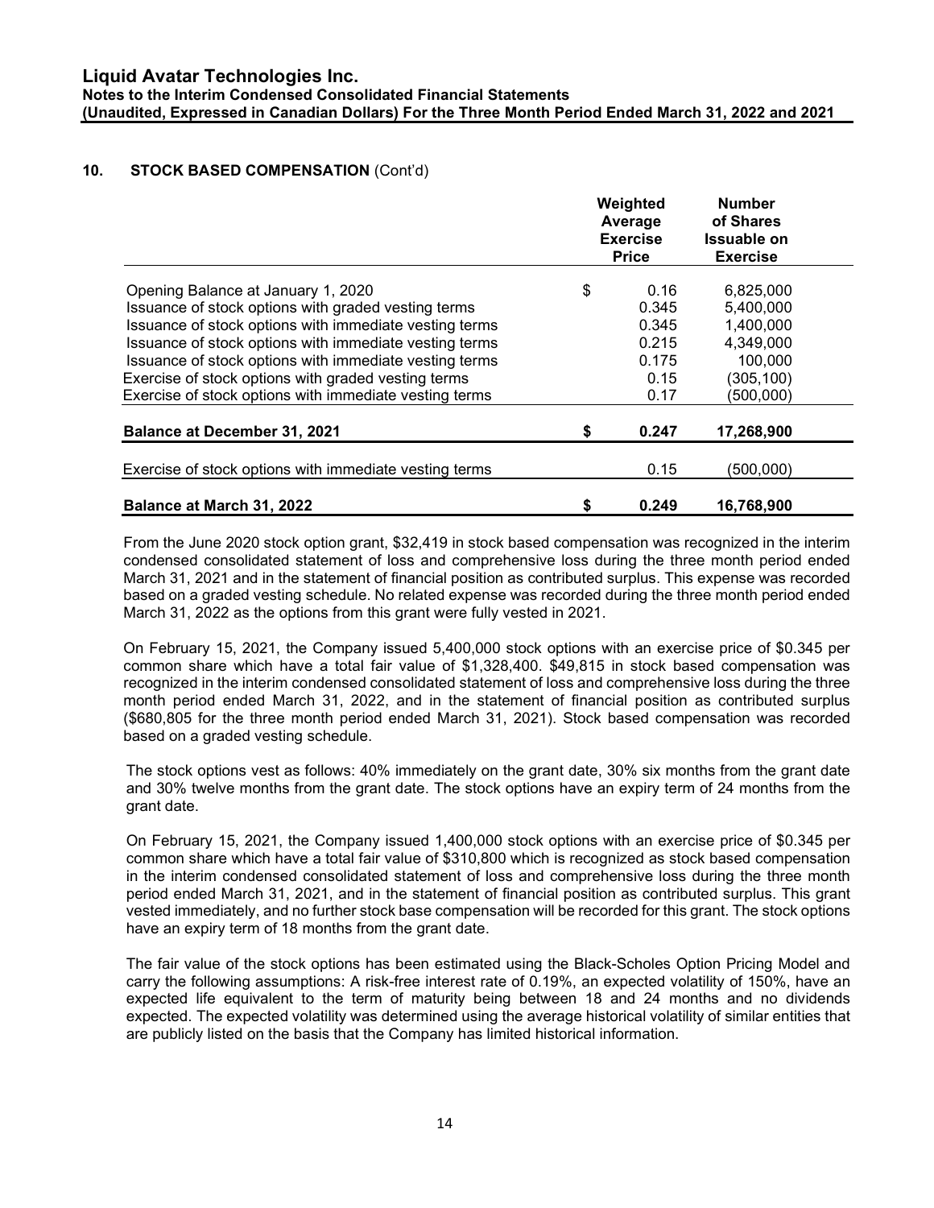## 10. STOCK BASED COMPENSATION (Cont'd)

| | Weighted Average Exercise Price | Number of Shares Issuable on Exercise |
|---|---|---|
| Opening Balance at January 1, 2020 | $ 0.16 | 6,825,000 |
| Issuance of stock options with graded vesting terms | 0.345 | 5,400,000 |
| Issuance of stock options with immediate vesting terms | 0.345 | 1,400,000 |
| Issuance of stock options with immediate vesting terms | 0.215 | 4,349,000 |
| Issuance of stock options with immediate vesting terms | 0.175 | 100,000 |
| Exercise of stock options with graded vesting terms | 0.15 | (305,100) |
| Exercise of stock options with immediate vesting terms | 0.17 | (500,000) |
| **Balance at December 31, 2021** | **$ 0.247** | **17,268,900** |
| Exercise of stock options with immediate vesting terms | 0.15 | (500,000) |
| **Balance at March 31, 2022** | **$ 0.249** | **16,768,900** |

From the June 2020 stock option grant, $32,419 in stock based compensation was recognized in the interim condensed consolidated statement of loss and comprehensive loss during the three month period ended March 31, 2021 and in the statement of financial position as contributed surplus. This expense was recorded based on a graded vesting schedule. No related expense was recorded during the three month period ended March 31, 2022 as the options from this grant were fully vested in 2021.

On February 15, 2021, the Company issued 5,400,000 stock options with an exercise price of $0.345 per common share which have a total fair value of $1,328,400. $49,815 in stock based compensation was recognized in the interim condensed consolidated statement of loss and comprehensive loss during the three month period ended March 31, 2022, and in the statement of financial position as contributed surplus ($680,805 for the three month period ended March 31, 2021). Stock based compensation was recorded based on a graded vesting schedule.

The stock options vest as follows: 40% immediately on the grant date, 30% six months from the grant date and 30% twelve months from the grant date. The stock options have an expiry term of 24 months from the grant date.

On February 15, 2021, the Company issued 1,400,000 stock options with an exercise price of $0.345 per common share which have a total fair value of $310,800 which is recognized as stock based compensation in the interim condensed consolidated statement of loss and comprehensive loss during the three month period ended March 31, 2021, and in the statement of financial position as contributed surplus. This grant vested immediately, and no further stock base compensation will be recorded for this grant. The stock options have an expiry term of 18 months from the grant date.

The fair value of the stock options has been estimated using the Black-Scholes Option Pricing Model and carry the following assumptions: A risk-free interest rate of 0.19%, an expected volatility of 150%, have an expected life equivalent to the term of maturity being between 18 and 24 months and no dividends expected. The expected volatility was determined using the average historical volatility of similar entities that are publicly listed on the basis that the Company has limited historical information.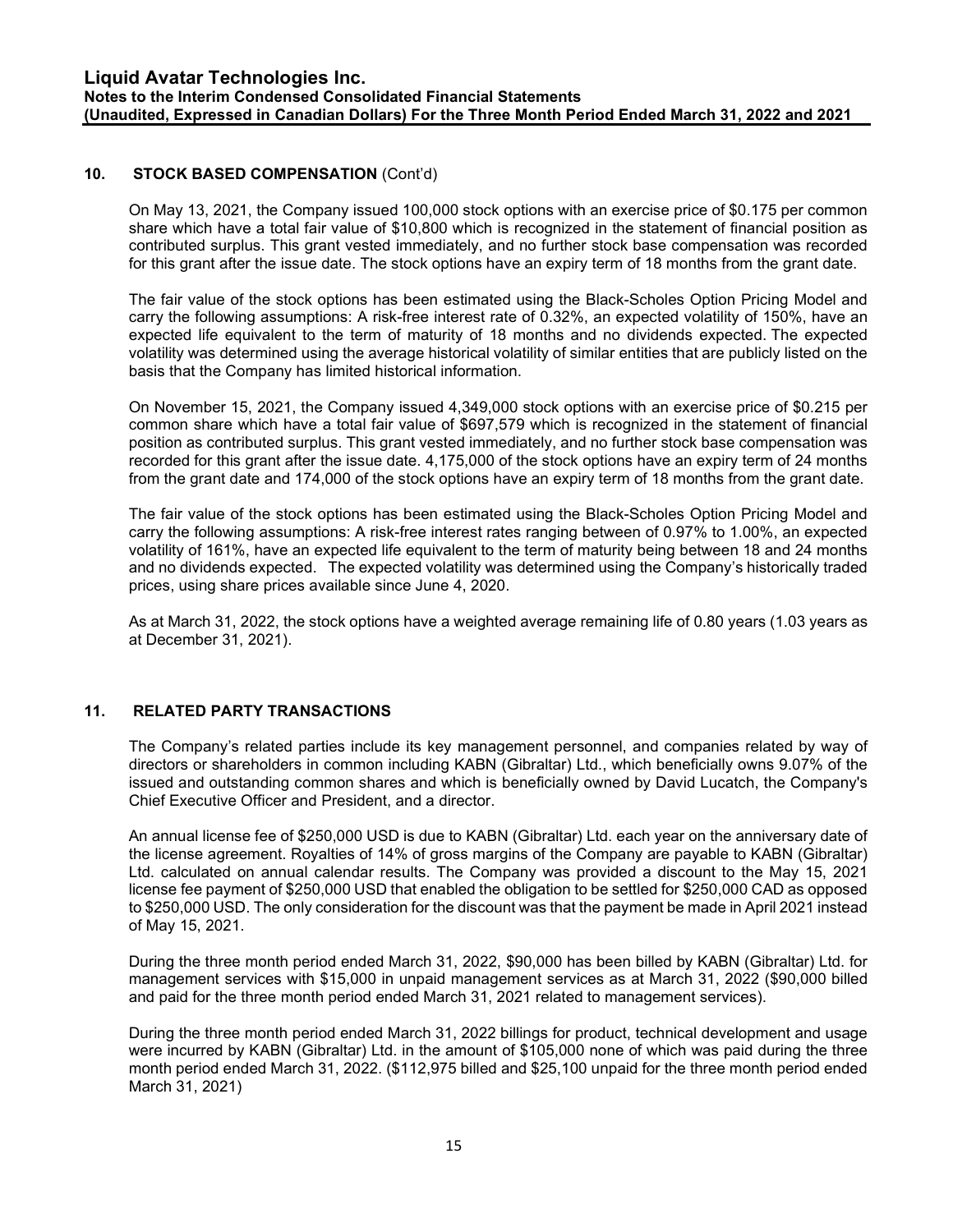## 10. STOCK BASED COMPENSATION (Cont'd)

On May 13, 2021, the Company issued 100,000 stock options with an exercise price of $0.175 per common share which have a total fair value of $10,800 which is recognized in the statement of financial position as contributed surplus. This grant vested immediately, and no further stock base compensation was recorded for this grant after the issue date. The stock options have an expiry term of 18 months from the grant date.

The fair value of the stock options has been estimated using the Black-Scholes Option Pricing Model and carry the following assumptions: A risk-free interest rate of 0.32%, an expected volatility of 150%, have an expected life equivalent to the term of maturity of 18 months and no dividends expected. The expected volatility was determined using the average historical volatility of similar entities that are publicly listed on the basis that the Company has limited historical information.

On November 15, 2021, the Company issued 4,349,000 stock options with an exercise price of $0.215 per common share which have a total fair value of $697,579 which is recognized in the statement of financial position as contributed surplus. This grant vested immediately, and no further stock base compensation was recorded for this grant after the issue date. 4,175,000 of the stock options have an expiry term of 24 months from the grant date and 174,000 of the stock options have an expiry term of 18 months from the grant date.

The fair value of the stock options has been estimated using the Black-Scholes Option Pricing Model and carry the following assumptions: A risk-free interest rates ranging between of 0.97% to 1.00%, an expected volatility of 161%, have an expected life equivalent to the term of maturity being between 18 and 24 months and no dividends expected. The expected volatility was determined using the Company's historically traded prices, using share prices available since June 4, 2020.

As at March 31, 2022, the stock options have a weighted average remaining life of 0.80 years (1.03 years as at December 31, 2021).

## 11. RELATED PARTY TRANSACTIONS

The Company's related parties include its key management personnel, and companies related by way of directors or shareholders in common including KABN (Gibraltar) Ltd., which beneficially owns 9.07% of the issued and outstanding common shares and which is beneficially owned by David Lucatch, the Company's Chief Executive Officer and President, and a director.

An annual license fee of $250,000 USD is due to KABN (Gibraltar) Ltd. each year on the anniversary date of the license agreement. Royalties of 14% of gross margins of the Company are payable to KABN (Gibraltar) Ltd. calculated on annual calendar results. The Company was provided a discount to the May 15, 2021 license fee payment of $250,000 USD that enabled the obligation to be settled for $250,000 CAD as opposed to $250,000 USD. The only consideration for the discount was that the payment be made in April 2021 instead of May 15, 2021.

During the three month period ended March 31, 2022, $90,000 has been billed by KABN (Gibraltar) Ltd. for management services with $15,000 in unpaid management services as at March 31, 2022 ($90,000 billed and paid for the three month period ended March 31, 2021 related to management services).

During the three month period ended March 31, 2022 billings for product, technical development and usage were incurred by KABN (Gibraltar) Ltd. in the amount of $105,000 none of which was paid during the three month period ended March 31, 2022. ($112,975 billed and $25,100 unpaid for the three month period ended March 31, 2021)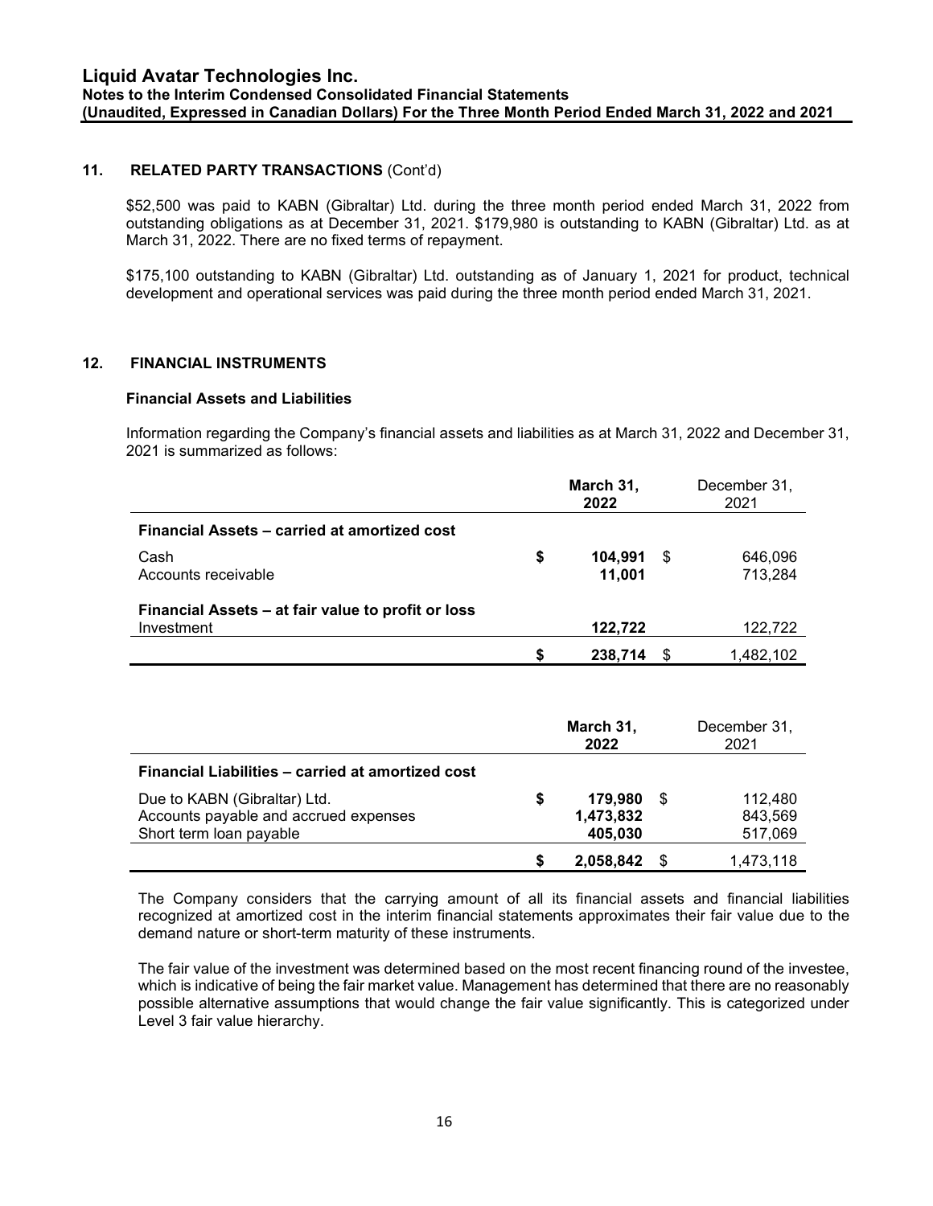## 11. RELATED PARTY TRANSACTIONS (Cont'd)

$52,500 was paid to KABN (Gibraltar) Ltd. during the three month period ended March 31, 2022 from outstanding obligations as at December 31, 2021. $179,980 is outstanding to KABN (Gibraltar) Ltd. as at March 31, 2022. There are no fixed terms of repayment.

$175,100 outstanding to KABN (Gibraltar) Ltd. outstanding as of January 1, 2021 for product, technical development and operational services was paid during the three month period ended March 31, 2021.

## 12. FINANCIAL INSTRUMENTS

### Financial Assets and Liabilities

Information regarding the Company's financial assets and liabilities as at March 31, 2022 and December 31, 2021 is summarized as follows:

| | March 31, 2022 | December 31, 2021 |
|---|---|---|
| **Financial Assets – carried at amortized cost** | | |
| Cash | $ 104,991 | $ 646,096 |
| Accounts receivable | 11,001 | 713,284 |
| **Financial Assets – at fair value to profit or loss** | | |
| Investment | 122,722 | 122,722 |
| | $ 238,714 | $ 1,482,102 |

| | March 31, 2022 | December 31, 2021 |
|---|---|---|
| **Financial Liabilities – carried at amortized cost** | | |
| Due to KABN (Gibraltar) Ltd. | $ 179,980 | $ 112,480 |
| Accounts payable and accrued expenses | 1,473,832 | 843,569 |
| Short term loan payable | 405,030 | 517,069 |
| | $ 2,058,842 | $ 1,473,118 |

The Company considers that the carrying amount of all its financial assets and financial liabilities recognized at amortized cost in the interim financial statements approximates their fair value due to the demand nature or short-term maturity of these instruments.

The fair value of the investment was determined based on the most recent financing round of the investee, which is indicative of being the fair market value. Management has determined that there are no reasonably possible alternative assumptions that would change the fair value significantly. This is categorized under Level 3 fair value hierarchy.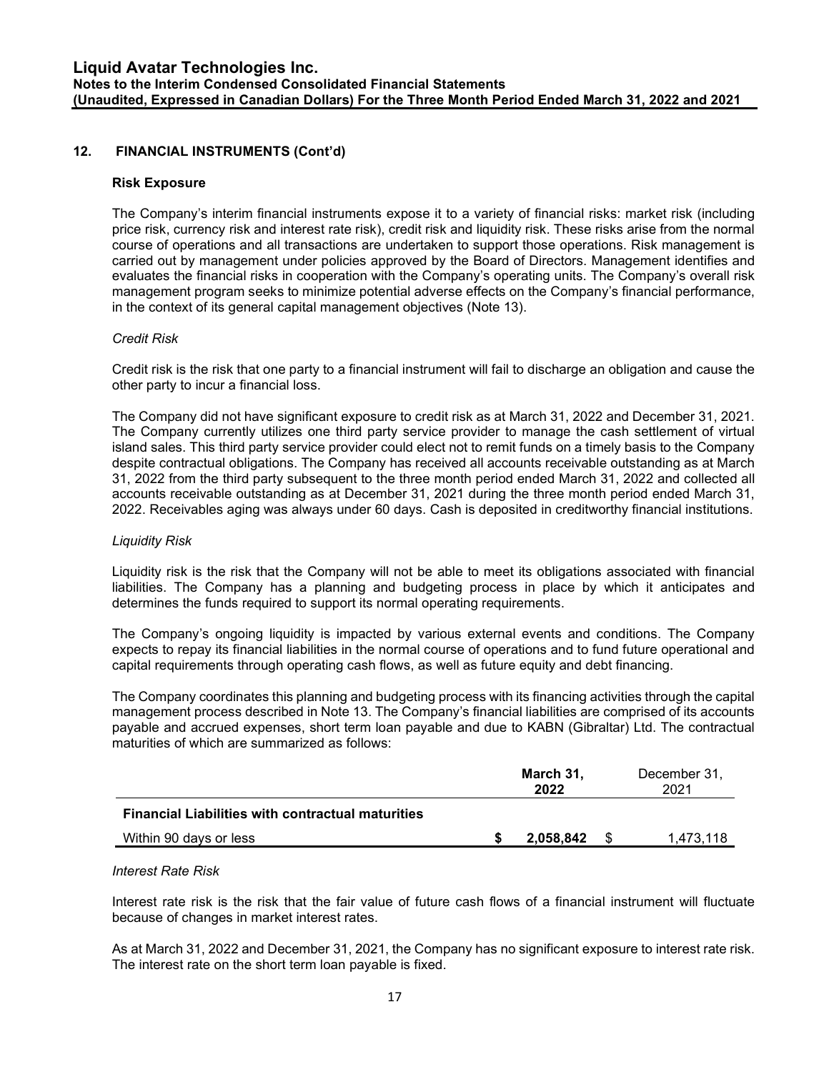## 12. FINANCIAL INSTRUMENTS (Cont'd)

### Risk Exposure

The Company's interim financial instruments expose it to a variety of financial risks: market risk (including price risk, currency risk and interest rate risk), credit risk and liquidity risk. These risks arise from the normal course of operations and all transactions are undertaken to support those operations. Risk management is carried out by management under policies approved by the Board of Directors. Management identifies and evaluates the financial risks in cooperation with the Company's operating units. The Company's overall risk management program seeks to minimize potential adverse effects on the Company's financial performance, in the context of its general capital management objectives (Note 13).

*Credit Risk*

Credit risk is the risk that one party to a financial instrument will fail to discharge an obligation and cause the other party to incur a financial loss.

The Company did not have significant exposure to credit risk as at March 31, 2022 and December 31, 2021. The Company currently utilizes one third party service provider to manage the cash settlement of virtual island sales. This third party service provider could elect not to remit funds on a timely basis to the Company despite contractual obligations. The Company has received all accounts receivable outstanding as at March 31, 2022 from the third party subsequent to the three month period ended March 31, 2022 and collected all accounts receivable outstanding as at December 31, 2021 during the three month period ended March 31, 2022. Receivables aging was always under 60 days. Cash is deposited in creditworthy financial institutions.

*Liquidity Risk*

Liquidity risk is the risk that the Company will not be able to meet its obligations associated with financial liabilities. The Company has a planning and budgeting process in place by which it anticipates and determines the funds required to support its normal operating requirements.

The Company's ongoing liquidity is impacted by various external events and conditions. The Company expects to repay its financial liabilities in the normal course of operations and to fund future operational and capital requirements through operating cash flows, as well as future equity and debt financing.

The Company coordinates this planning and budgeting process with its financing activities through the capital management process described in Note 13. The Company's financial liabilities are comprised of its accounts payable and accrued expenses, short term loan payable and due to KABN (Gibraltar) Ltd. The contractual maturities of which are summarized as follows:

| | **March 31, 2022** | December 31, 2021 |
|---|---|---|
| **Financial Liabilities with contractual maturities** | | |
| Within 90 days or less | **$ 2,058,842** | $ 1,473,118 |

*Interest Rate Risk*

Interest rate risk is the risk that the fair value of future cash flows of a financial instrument will fluctuate because of changes in market interest rates.

As at March 31, 2022 and December 31, 2021, the Company has no significant exposure to interest rate risk. The interest rate on the short term loan payable is fixed.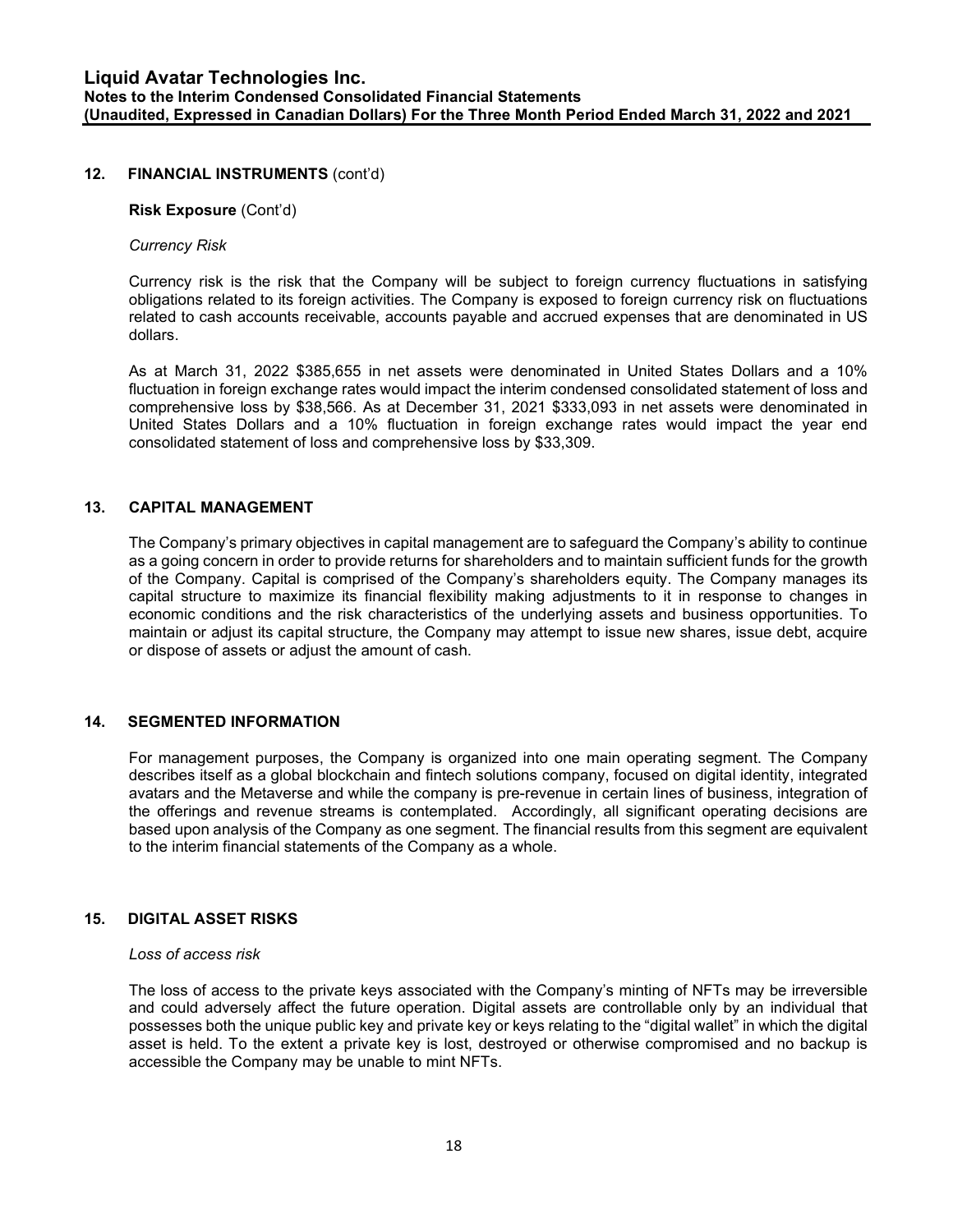## 12. FINANCIAL INSTRUMENTS (cont'd)

**Risk Exposure** (Cont'd)

*Currency Risk*

Currency risk is the risk that the Company will be subject to foreign currency fluctuations in satisfying obligations related to its foreign activities. The Company is exposed to foreign currency risk on fluctuations related to cash accounts receivable, accounts payable and accrued expenses that are denominated in US dollars.

As at March 31, 2022 $385,655 in net assets were denominated in United States Dollars and a 10% fluctuation in foreign exchange rates would impact the interim condensed consolidated statement of loss and comprehensive loss by $38,566. As at December 31, 2021 $333,093 in net assets were denominated in United States Dollars and a 10% fluctuation in foreign exchange rates would impact the year end consolidated statement of loss and comprehensive loss by $33,309.

## 13. CAPITAL MANAGEMENT

The Company's primary objectives in capital management are to safeguard the Company's ability to continue as a going concern in order to provide returns for shareholders and to maintain sufficient funds for the growth of the Company. Capital is comprised of the Company's shareholders equity. The Company manages its capital structure to maximize its financial flexibility making adjustments to it in response to changes in economic conditions and the risk characteristics of the underlying assets and business opportunities. To maintain or adjust its capital structure, the Company may attempt to issue new shares, issue debt, acquire or dispose of assets or adjust the amount of cash.

## 14. SEGMENTED INFORMATION

For management purposes, the Company is organized into one main operating segment. The Company describes itself as a global blockchain and fintech solutions company, focused on digital identity, integrated avatars and the Metaverse and while the company is pre-revenue in certain lines of business, integration of the offerings and revenue streams is contemplated. Accordingly, all significant operating decisions are based upon analysis of the Company as one segment. The financial results from this segment are equivalent to the interim financial statements of the Company as a whole.

## 15. DIGITAL ASSET RISKS

*Loss of access risk*

The loss of access to the private keys associated with the Company's minting of NFTs may be irreversible and could adversely affect the future operation. Digital assets are controllable only by an individual that possesses both the unique public key and private key or keys relating to the "digital wallet" in which the digital asset is held. To the extent a private key is lost, destroyed or otherwise compromised and no backup is accessible the Company may be unable to mint NFTs.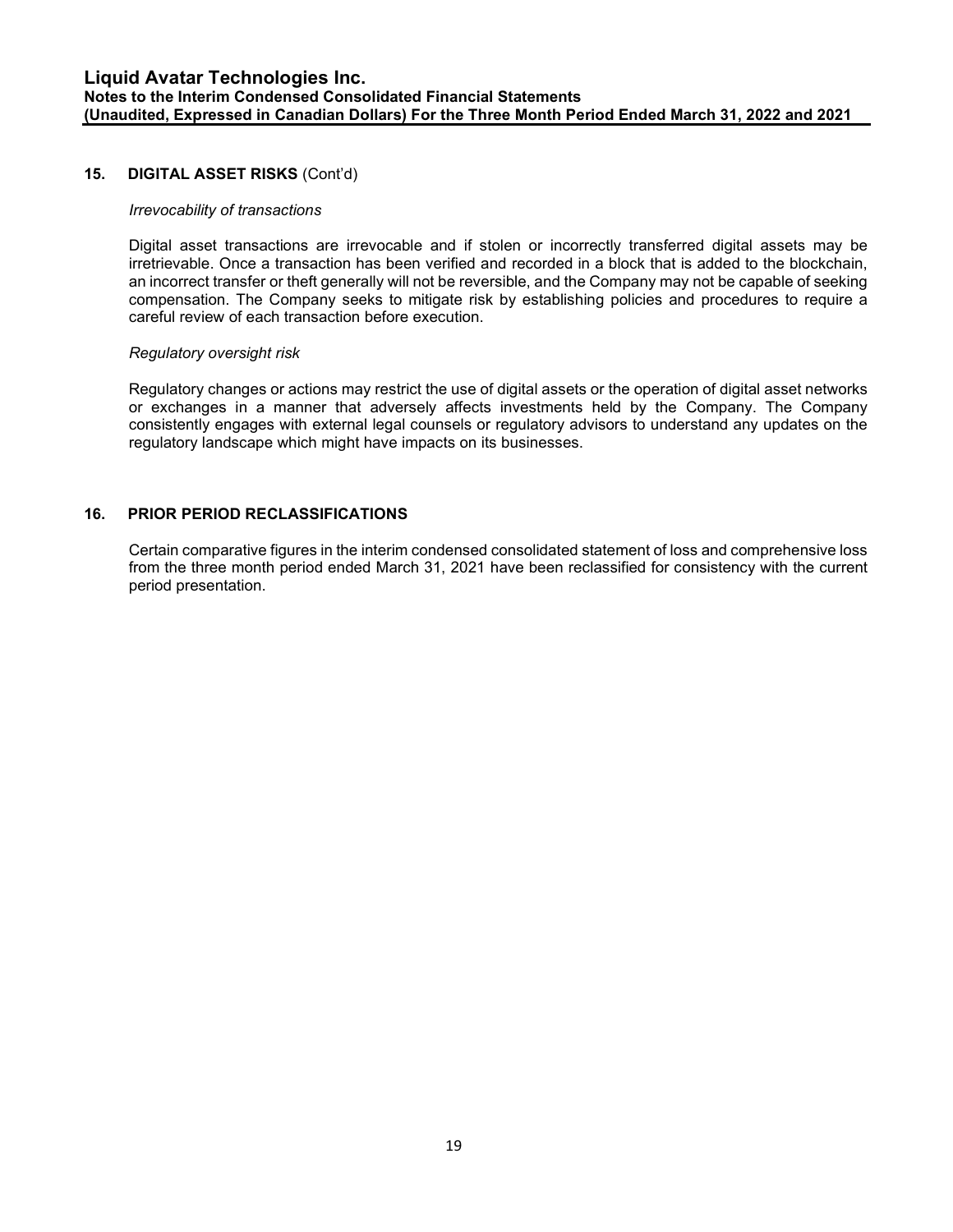## 15. DIGITAL ASSET RISKS (Cont'd)

*Irrevocability of transactions*

Digital asset transactions are irrevocable and if stolen or incorrectly transferred digital assets may be irretrievable. Once a transaction has been verified and recorded in a block that is added to the blockchain, an incorrect transfer or theft generally will not be reversible, and the Company may not be capable of seeking compensation. The Company seeks to mitigate risk by establishing policies and procedures to require a careful review of each transaction before execution.

*Regulatory oversight risk*

Regulatory changes or actions may restrict the use of digital assets or the operation of digital asset networks or exchanges in a manner that adversely affects investments held by the Company. The Company consistently engages with external legal counsels or regulatory advisors to understand any updates on the regulatory landscape which might have impacts on its businesses.

## 16. PRIOR PERIOD RECLASSIFICATIONS

Certain comparative figures in the interim condensed consolidated statement of loss and comprehensive loss from the three month period ended March 31, 2021 have been reclassified for consistency with the current period presentation.